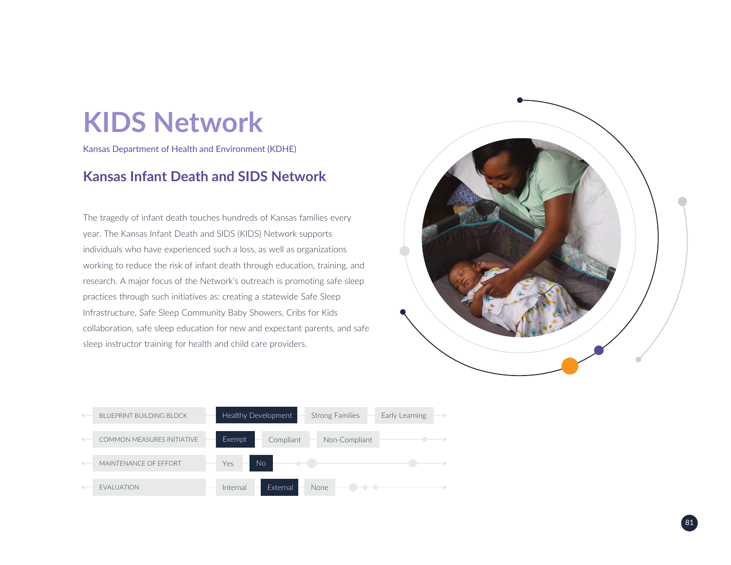# KIDS Network

Kansas Department of Health and Environment (KDHE)

## Kansas Infant Death and SIDS Network

The tragedy of infant death touches hundreds of Kansas families every year. The Kansas Infant Death and SIDS (KIDS) Network supports individuals who have experienced such a loss, as well as organizations working to reduce the risk of infant death through education, training, and research. A major focus of the Network's outreach is promoting safe sleep practices through such initiatives as: creating a statewide Safe Sleep Infrastructure, Safe Sleep Community Baby Showers, Cribs for Kids collaboration, safe sleep education for new and expectant parents, and safe sleep instructor training for health and child care providers.

| | | | |
|---|---|---|---|
| BLUEPRINT BUILDING BLOCK | **Healthy Development** | Strong Families | Early Learning |
| COMMON MEASURES INITIATIVE | **Exempt** | Compliant | Non-Compliant |
| MAINTENANCE OF EFFORT | Yes | **No** | |
| EVALUATION | Internal | **External** | None |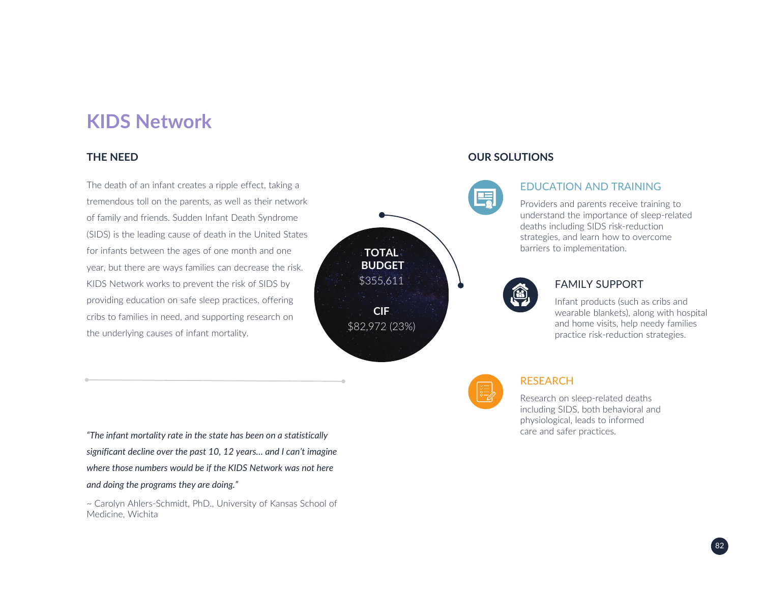# KIDS Network

## THE NEED

The death of an infant creates a ripple effect, taking a tremendous toll on the parents, as well as their network of family and friends. Sudden Infant Death Syndrome (SIDS) is the leading cause of death in the United States for infants between the ages of one month and one year, but there are ways families can decrease the risk. KIDS Network works to prevent the risk of SIDS by providing education on safe sleep practices, offering cribs to families in need, and supporting research on the underlying causes of infant mortality.

**TOTAL BUDGET**
$355,611

**CIF**
$82,972 (23%)

*"The infant mortality rate in the state has been on a statistically significant decline over the past 10, 12 years… and I can't imagine where those numbers would be if the KIDS Network was not here and doing the programs they are doing."*

~ Carolyn Ahlers-Schmidt, PhD., University of Kansas School of Medicine, Wichita

## OUR SOLUTIONS

### EDUCATION AND TRAINING

Providers and parents receive training to understand the importance of sleep-related deaths including SIDS risk-reduction strategies, and learn how to overcome barriers to implementation.

### FAMILY SUPPORT

Infant products (such as cribs and wearable blankets), along with hospital and home visits, help needy families practice risk-reduction strategies.

### RESEARCH

Research on sleep-related deaths including SIDS, both behavioral and physiological, leads to informed care and safer practices.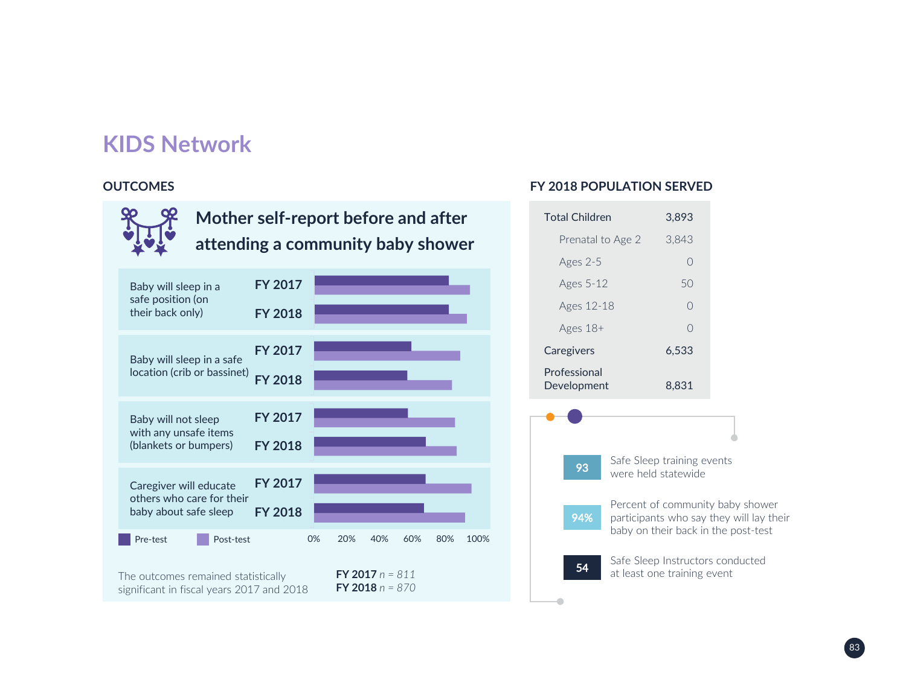# KIDS Network

## OUTCOMES

### Mother self-report before and after attending a community baby shower

| Outcome | Year |
|---|---|
| Baby will sleep in a safe position (on their back only) | FY 2017 |
| | FY 2018 |
| Baby will sleep in a safe location (crib or bassinet) | FY 2017 |
| | FY 2018 |
| Baby will not sleep with any unsafe items (blankets or bumpers) | FY 2017 |
| | FY 2018 |
| Caregiver will educate others who care for their baby about safe sleep | FY 2017 |
| | FY 2018 |

Pre-test | Post-test

0% 20% 40% 60% 80% 100%

The outcomes remained statistically significant in fiscal years 2017 and 2018

**FY 2017** *n = 811*
**FY 2018** *n = 870*

## FY 2018 POPULATION SERVED

| | |
|---|---|
| Total Children | 3,893 |
| Prenatal to Age 2 | 3,843 |
| Ages 2-5 | 0 |
| Ages 5-12 | 50 |
| Ages 12-18 | 0 |
| Ages 18+ | 0 |
| Caregivers | 6,533 |
| Professional Development | 8,831 |

**93** Safe Sleep training events were held statewide

**94%** Percent of community baby shower participants who say they will lay their baby on their back in the post-test

**54** Safe Sleep Instructors conducted at least one training event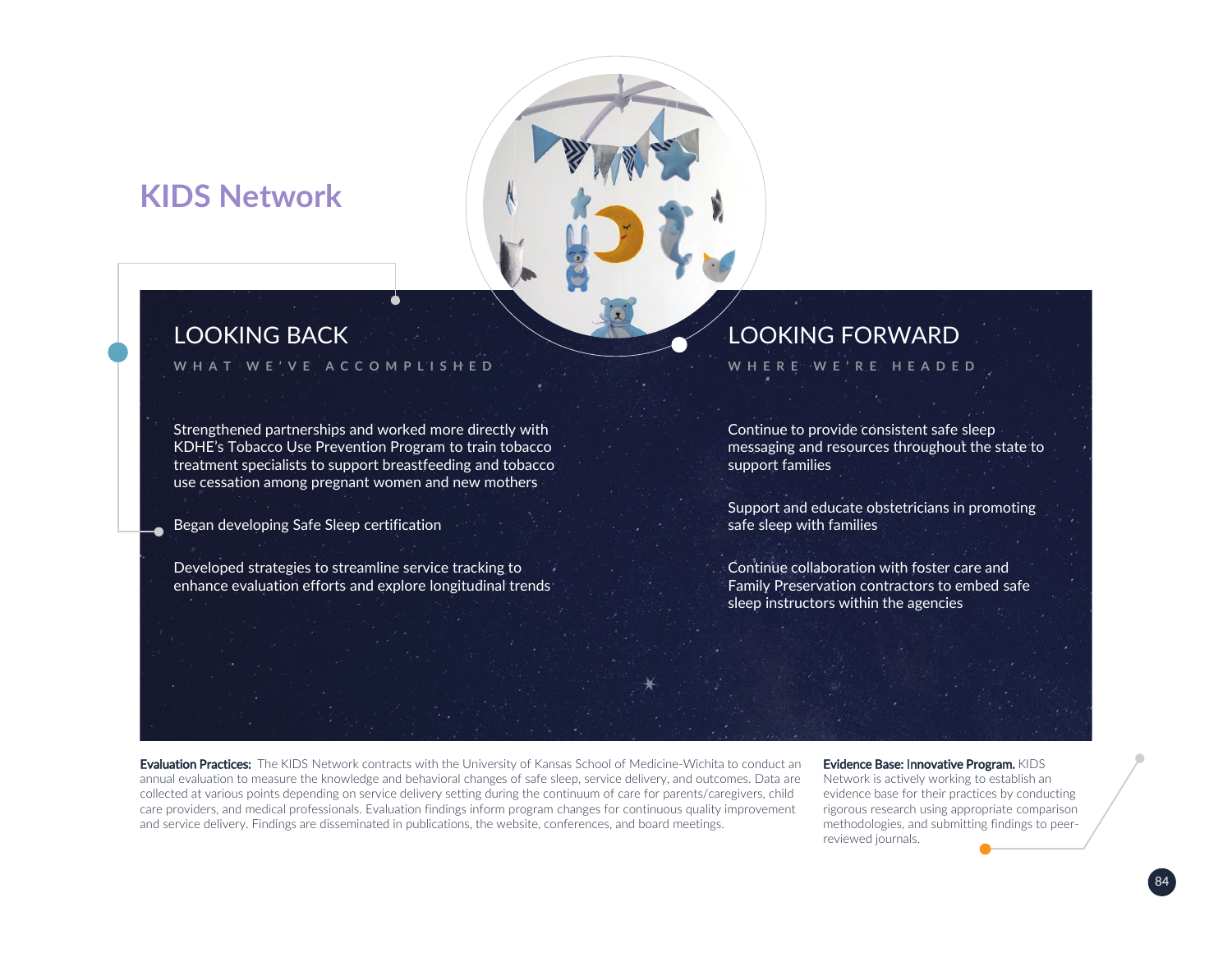# KIDS Network

## LOOKING BACK

WHAT WE'VE ACCOMPLISHED

Strengthened partnerships and worked more directly with KDHE's Tobacco Use Prevention Program to train tobacco treatment specialists to support breastfeeding and tobacco use cessation among pregnant women and new mothers

Began developing Safe Sleep certification

Developed strategies to streamline service tracking to enhance evaluation efforts and explore longitudinal trends

## LOOKING FORWARD

WHERE WE'RE HEADED

Continue to provide consistent safe sleep messaging and resources throughout the state to support families

Support and educate obstetricians in promoting safe sleep with families

Continue collaboration with foster care and Family Preservation contractors to embed safe sleep instructors within the agencies

**Evaluation Practices:** The KIDS Network contracts with the University of Kansas School of Medicine-Wichita to conduct an annual evaluation to measure the knowledge and behavioral changes of safe sleep, service delivery, and outcomes. Data are collected at various points depending on service delivery setting during the continuum of care for parents/caregivers, child care providers, and medical professionals. Evaluation findings inform program changes for continuous quality improvement and service delivery. Findings are disseminated in publications, the website, conferences, and board meetings.

**Evidence Base: Innovative Program.** KIDS Network is actively working to establish an evidence base for their practices by conducting rigorous research using appropriate comparison methodologies, and submitting findings to peer-reviewed journals.